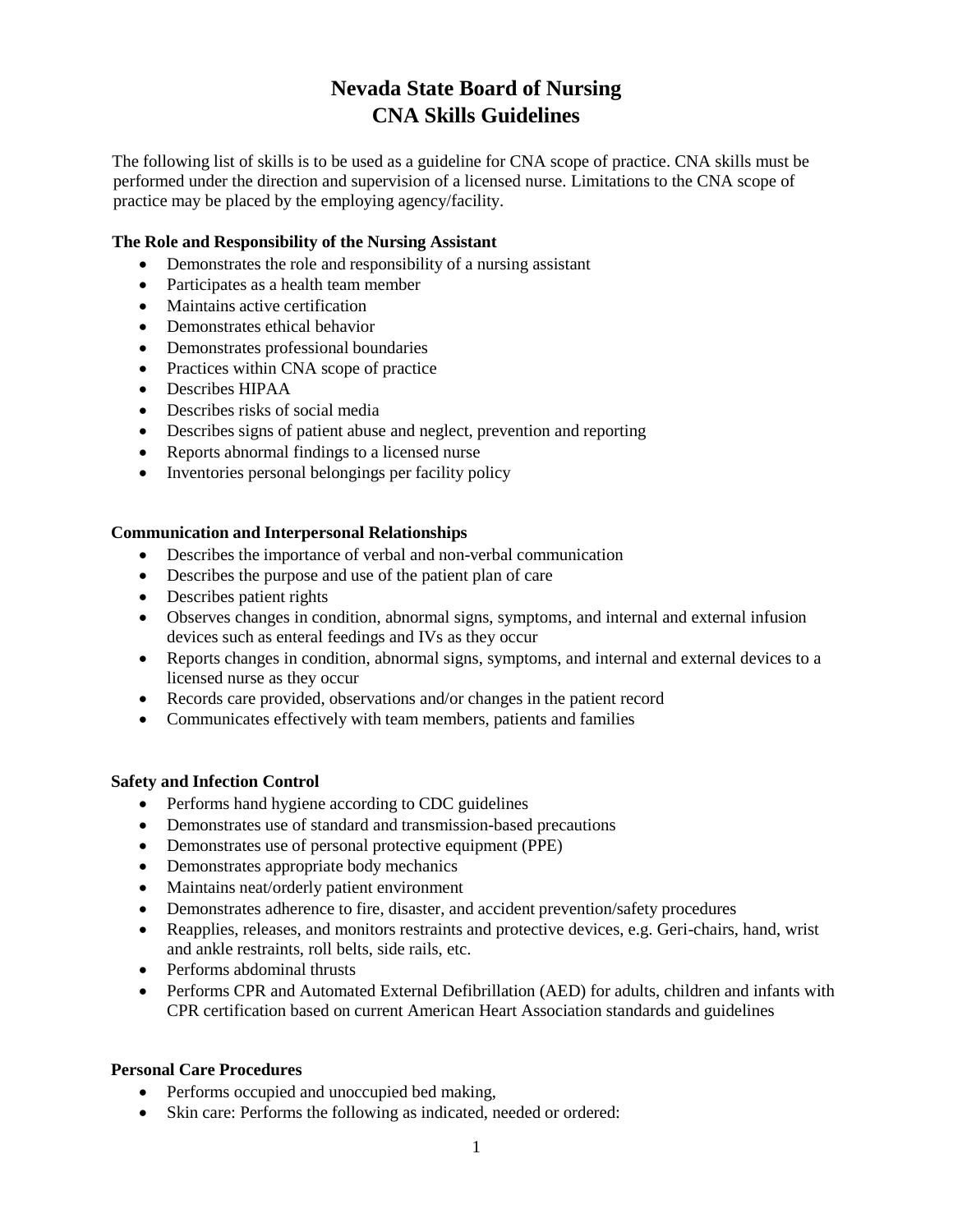# Nevada State Board of Nursing
# CNA Skills Guidelines

The following list of skills is to be used as a guideline for CNA scope of practice. CNA skills must be performed under the direction and supervision of a licensed nurse. Limitations to the CNA scope of practice may be placed by the employing agency/facility.

**The Role and Responsibility of the Nursing Assistant**

- Demonstrates the role and responsibility of a nursing assistant
- Participates as a health team member
- Maintains active certification
- Demonstrates ethical behavior
- Demonstrates professional boundaries
- Practices within CNA scope of practice
- Describes HIPAA
- Describes risks of social media
- Describes signs of patient abuse and neglect, prevention and reporting
- Reports abnormal findings to a licensed nurse
- Inventories personal belongings per facility policy

**Communication and Interpersonal Relationships**

- Describes the importance of verbal and non-verbal communication
- Describes the purpose and use of the patient plan of care
- Describes patient rights
- Observes changes in condition, abnormal signs, symptoms, and internal and external infusion devices such as enteral feedings and IVs as they occur
- Reports changes in condition, abnormal signs, symptoms, and internal and external devices to a licensed nurse as they occur
- Records care provided, observations and/or changes in the patient record
- Communicates effectively with team members, patients and families

**Safety and Infection Control**

- Performs hand hygiene according to CDC guidelines
- Demonstrates use of standard and transmission-based precautions
- Demonstrates use of personal protective equipment (PPE)
- Demonstrates appropriate body mechanics
- Maintains neat/orderly patient environment
- Demonstrates adherence to fire, disaster, and accident prevention/safety procedures
- Reapplies, releases, and monitors restraints and protective devices, e.g. Geri-chairs, hand, wrist and ankle restraints, roll belts, side rails, etc.
- Performs abdominal thrusts
- Performs CPR and Automated External Defibrillation (AED) for adults, children and infants with CPR certification based on current American Heart Association standards and guidelines

**Personal Care Procedures**

- Performs occupied and unoccupied bed making,
- Skin care: Performs the following as indicated, needed or ordered: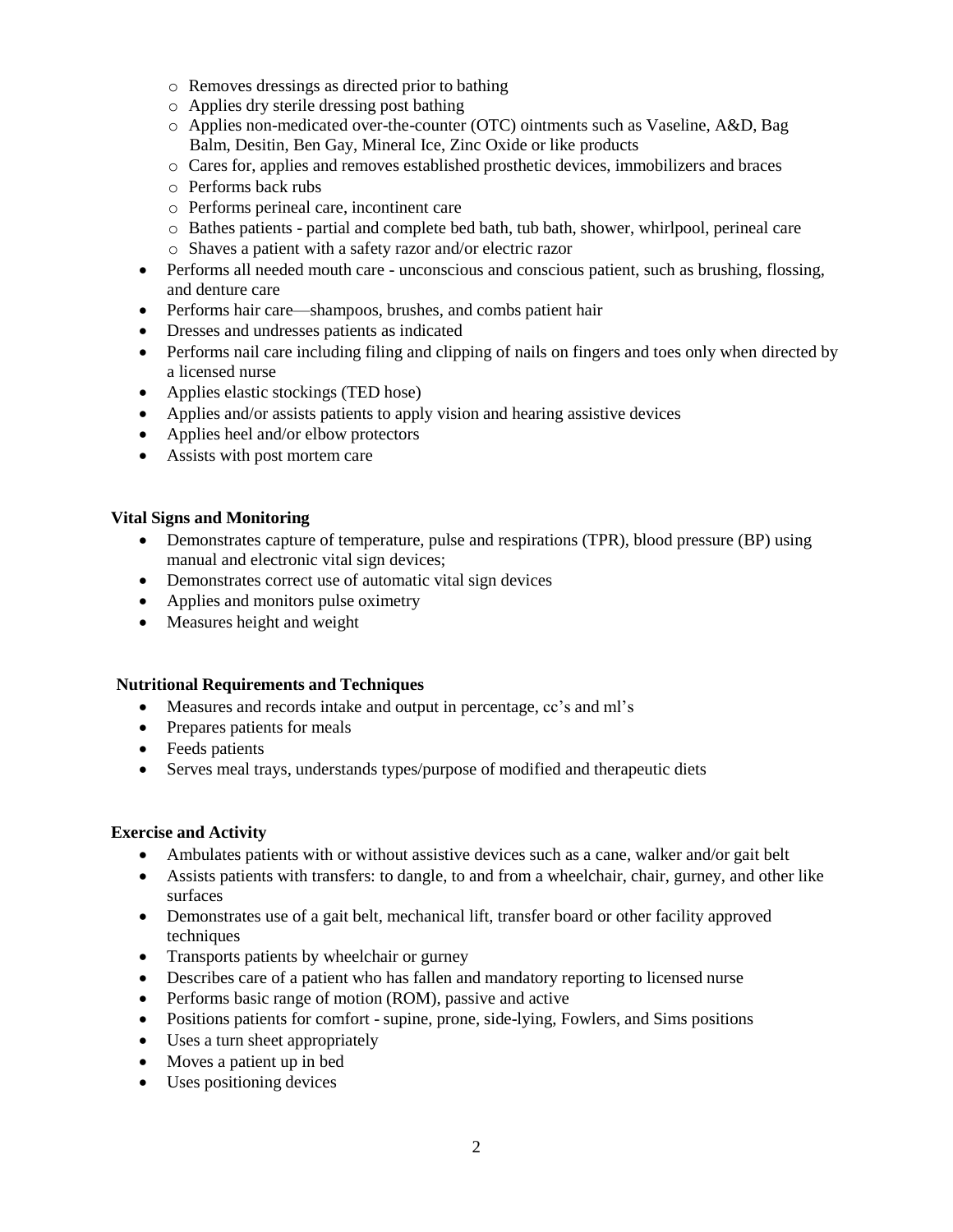- Removes dressings as directed prior to bathing
  - Applies dry sterile dressing post bathing
  - Applies non-medicated over-the-counter (OTC) ointments such as Vaseline, A&D, Bag Balm, Desitin, Ben Gay, Mineral Ice, Zinc Oxide or like products
  - Cares for, applies and removes established prosthetic devices, immobilizers and braces
  - Performs back rubs
  - Performs perineal care, incontinent care
  - Bathes patients - partial and complete bed bath, tub bath, shower, whirlpool, perineal care
  - Shaves a patient with a safety razor and/or electric razor
- Performs all needed mouth care - unconscious and conscious patient, such as brushing, flossing, and denture care
- Performs hair care—shampoos, brushes, and combs patient hair
- Dresses and undresses patients as indicated
- Performs nail care including filing and clipping of nails on fingers and toes only when directed by a licensed nurse
- Applies elastic stockings (TED hose)
- Applies and/or assists patients to apply vision and hearing assistive devices
- Applies heel and/or elbow protectors
- Assists with post mortem care

**Vital Signs and Monitoring**

- Demonstrates capture of temperature, pulse and respirations (TPR), blood pressure (BP) using manual and electronic vital sign devices;
- Demonstrates correct use of automatic vital sign devices
- Applies and monitors pulse oximetry
- Measures height and weight

**Nutritional Requirements and Techniques**

- Measures and records intake and output in percentage, cc's and ml's
- Prepares patients for meals
- Feeds patients
- Serves meal trays, understands types/purpose of modified and therapeutic diets

**Exercise and Activity**

- Ambulates patients with or without assistive devices such as a cane, walker and/or gait belt
- Assists patients with transfers: to dangle, to and from a wheelchair, chair, gurney, and other like surfaces
- Demonstrates use of a gait belt, mechanical lift, transfer board or other facility approved techniques
- Transports patients by wheelchair or gurney
- Describes care of a patient who has fallen and mandatory reporting to licensed nurse
- Performs basic range of motion (ROM), passive and active
- Positions patients for comfort - supine, prone, side-lying, Fowlers, and Sims positions
- Uses a turn sheet appropriately
- Moves a patient up in bed
- Uses positioning devices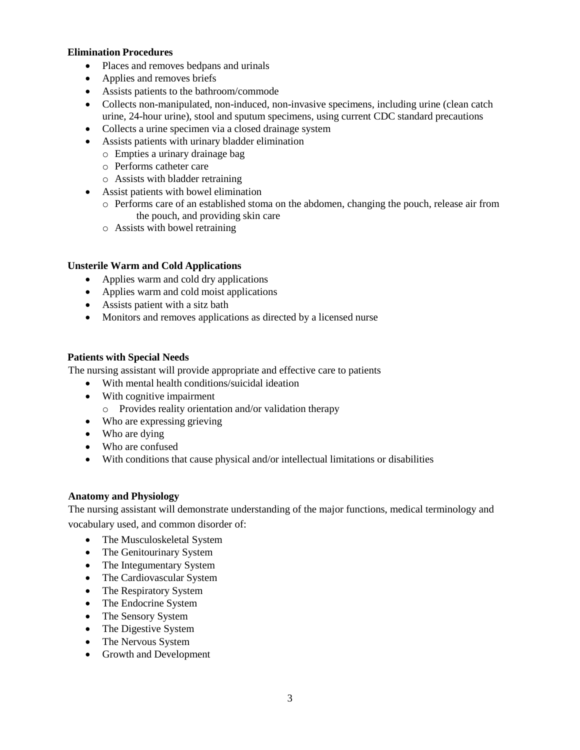**Elimination Procedures**

- Places and removes bedpans and urinals
- Applies and removes briefs
- Assists patients to the bathroom/commode
- Collects non-manipulated, non-induced, non-invasive specimens, including urine (clean catch urine, 24-hour urine), stool and sputum specimens, using current CDC standard precautions
- Collects a urine specimen via a closed drainage system
- Assists patients with urinary bladder elimination
  - Empties a urinary drainage bag
  - Performs catheter care
  - Assists with bladder retraining
- Assist patients with bowel elimination
  - Performs care of an established stoma on the abdomen, changing the pouch, release air from the pouch, and providing skin care
  - Assists with bowel retraining

**Unsterile Warm and Cold Applications**

- Applies warm and cold dry applications
- Applies warm and cold moist applications
- Assists patient with a sitz bath
- Monitors and removes applications as directed by a licensed nurse

**Patients with Special Needs**

The nursing assistant will provide appropriate and effective care to patients

- With mental health conditions/suicidal ideation
- With cognitive impairment
  - Provides reality orientation and/or validation therapy
- Who are expressing grieving
- Who are dying
- Who are confused
- With conditions that cause physical and/or intellectual limitations or disabilities

**Anatomy and Physiology**

The nursing assistant will demonstrate understanding of the major functions, medical terminology and vocabulary used, and common disorder of:

- The Musculoskeletal System
- The Genitourinary System
- The Integumentary System
- The Cardiovascular System
- The Respiratory System
- The Endocrine System
- The Sensory System
- The Digestive System
- The Nervous System
- Growth and Development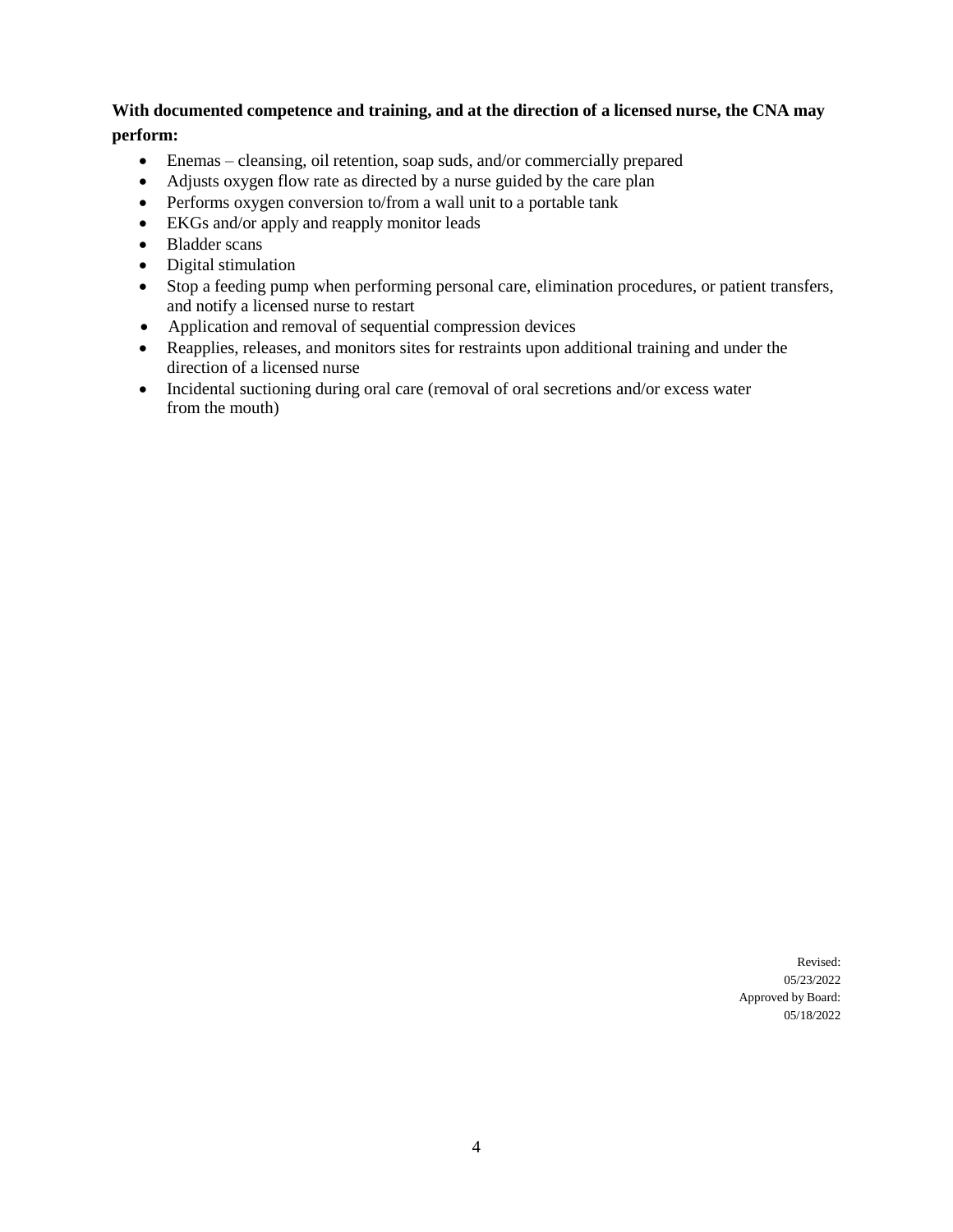**With documented competence and training, and at the direction of a licensed nurse, the CNA may perform:**

- Enemas – cleansing, oil retention, soap suds, and/or commercially prepared
- Adjusts oxygen flow rate as directed by a nurse guided by the care plan
- Performs oxygen conversion to/from a wall unit to a portable tank
- EKGs and/or apply and reapply monitor leads
- Bladder scans
- Digital stimulation
- Stop a feeding pump when performing personal care, elimination procedures, or patient transfers, and notify a licensed nurse to restart
- Application and removal of sequential compression devices
- Reapplies, releases, and monitors sites for restraints upon additional training and under the direction of a licensed nurse
- Incidental suctioning during oral care (removal of oral secretions and/or excess water from the mouth)

Revised:
05/23/2022
Approved by Board:
05/18/2022